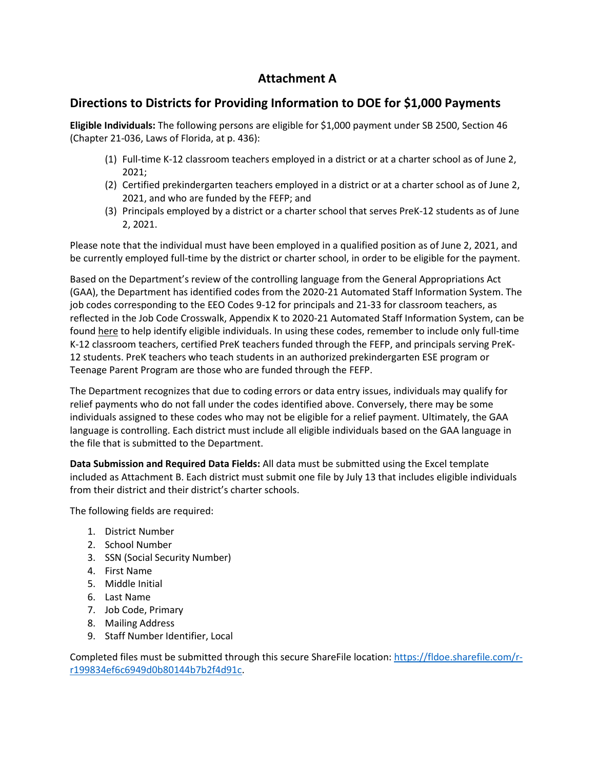# Attachment A

## Directions to Districts for Providing Information to DOE for $1,000 Payments

**Eligible Individuals:** The following persons are eligible for $1,000 payment under SB 2500, Section 46 (Chapter 21-036, Laws of Florida, at p. 436):

(1) Full-time K-12 classroom teachers employed in a district or at a charter school as of June 2, 2021;
(2) Certified prekindergarten teachers employed in a district or at a charter school as of June 2, 2021, and who are funded by the FEFP; and
(3) Principals employed by a district or a charter school that serves PreK-12 students as of June 2, 2021.

Please note that the individual must have been employed in a qualified position as of June 2, 2021, and be currently employed full-time by the district or charter school, in order to be eligible for the payment.

Based on the Department's review of the controlling language from the General Appropriations Act (GAA), the Department has identified codes from the 2020-21 Automated Staff Information System. The job codes corresponding to the EEO Codes 9-12 for principals and 21-33 for classroom teachers, as reflected in the Job Code Crosswalk, Appendix K to 2020-21 Automated Staff Information System, can be found here to help identify eligible individuals. In using these codes, remember to include only full-time K-12 classroom teachers, certified PreK teachers funded through the FEFP, and principals serving PreK-12 students. PreK teachers who teach students in an authorized prekindergarten ESE program or Teenage Parent Program are those who are funded through the FEFP.

The Department recognizes that due to coding errors or data entry issues, individuals may qualify for relief payments who do not fall under the codes identified above. Conversely, there may be some individuals assigned to these codes who may not be eligible for a relief payment. Ultimately, the GAA language is controlling. Each district must include all eligible individuals based on the GAA language in the file that is submitted to the Department.

**Data Submission and Required Data Fields:** All data must be submitted using the Excel template included as Attachment B. Each district must submit one file by July 13 that includes eligible individuals from their district and their district's charter schools.

The following fields are required:

1. District Number
2. School Number
3. SSN (Social Security Number)
4. First Name
5. Middle Initial
6. Last Name
7. Job Code, Primary
8. Mailing Address
9. Staff Number Identifier, Local

Completed files must be submitted through this secure ShareFile location: https://fldoe.sharefile.com/r-r199834ef6c6949d0b80144b7b2f4d91c.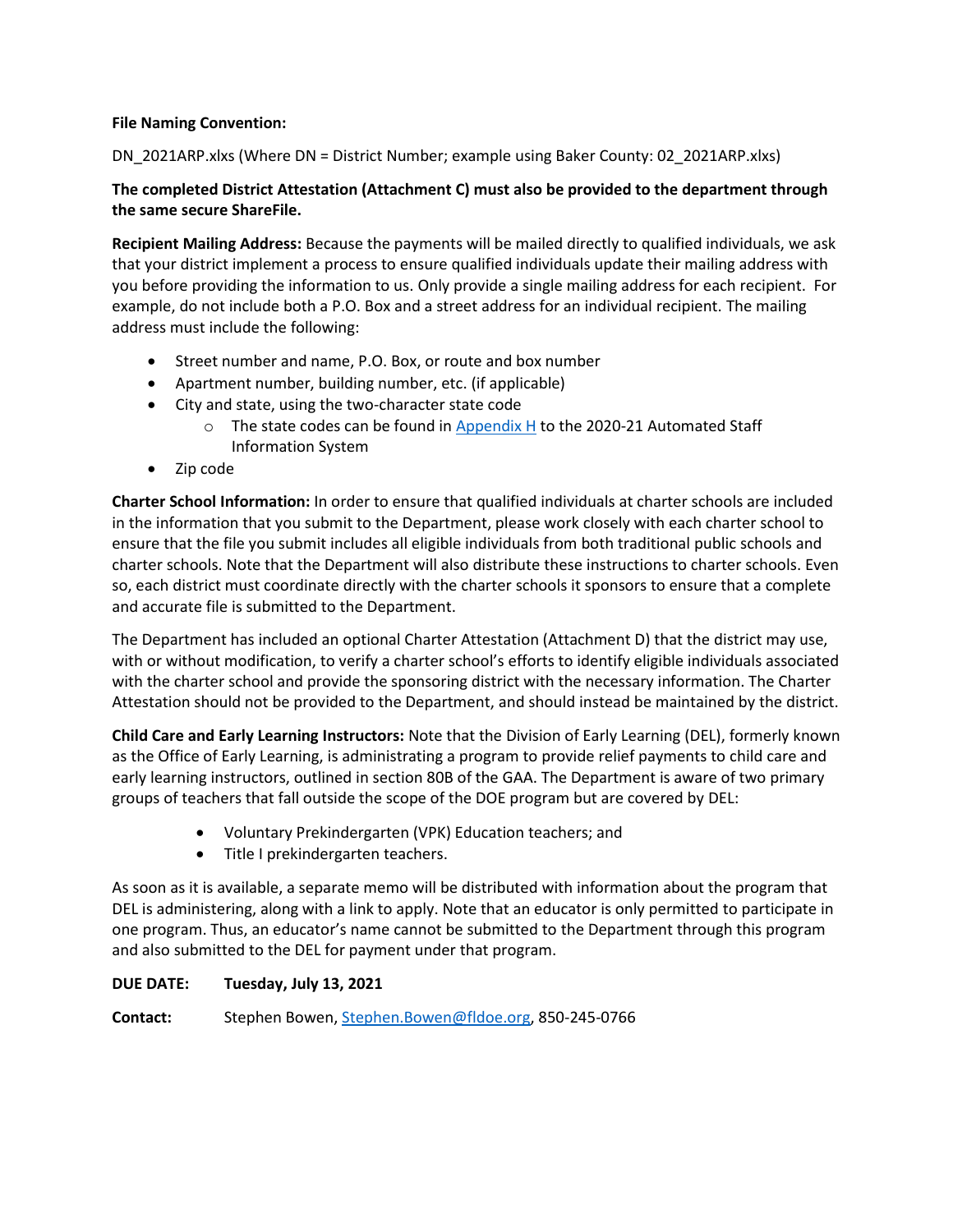**File Naming Convention:**

DN_2021ARP.xlxs (Where DN = District Number; example using Baker County: 02_2021ARP.xlxs)

**The completed District Attestation (Attachment C) must also be provided to the department through the same secure ShareFile.**

**Recipient Mailing Address:** Because the payments will be mailed directly to qualified individuals, we ask that your district implement a process to ensure qualified individuals update their mailing address with you before providing the information to us. Only provide a single mailing address for each recipient. For example, do not include both a P.O. Box and a street address for an individual recipient. The mailing address must include the following:

- Street number and name, P.O. Box, or route and box number
- Apartment number, building number, etc. (if applicable)
- City and state, using the two-character state code
  - The state codes can be found in [Appendix H](#) to the 2020-21 Automated Staff Information System
- Zip code

**Charter School Information:** In order to ensure that qualified individuals at charter schools are included in the information that you submit to the Department, please work closely with each charter school to ensure that the file you submit includes all eligible individuals from both traditional public schools and charter schools. Note that the Department will also distribute these instructions to charter schools. Even so, each district must coordinate directly with the charter schools it sponsors to ensure that a complete and accurate file is submitted to the Department.

The Department has included an optional Charter Attestation (Attachment D) that the district may use, with or without modification, to verify a charter school's efforts to identify eligible individuals associated with the charter school and provide the sponsoring district with the necessary information. The Charter Attestation should not be provided to the Department, and should instead be maintained by the district.

**Child Care and Early Learning Instructors:** Note that the Division of Early Learning (DEL), formerly known as the Office of Early Learning, is administrating a program to provide relief payments to child care and early learning instructors, outlined in section 80B of the GAA. The Department is aware of two primary groups of teachers that fall outside the scope of the DOE program but are covered by DEL:

- Voluntary Prekindergarten (VPK) Education teachers; and
- Title I prekindergarten teachers.

As soon as it is available, a separate memo will be distributed with information about the program that DEL is administering, along with a link to apply. Note that an educator is only permitted to participate in one program. Thus, an educator's name cannot be submitted to the Department through this program and also submitted to the DEL for payment under that program.

**DUE DATE:** **Tuesday, July 13, 2021**

**Contact:** Stephen Bowen, Stephen.Bowen@fldoe.org, 850-245-0766